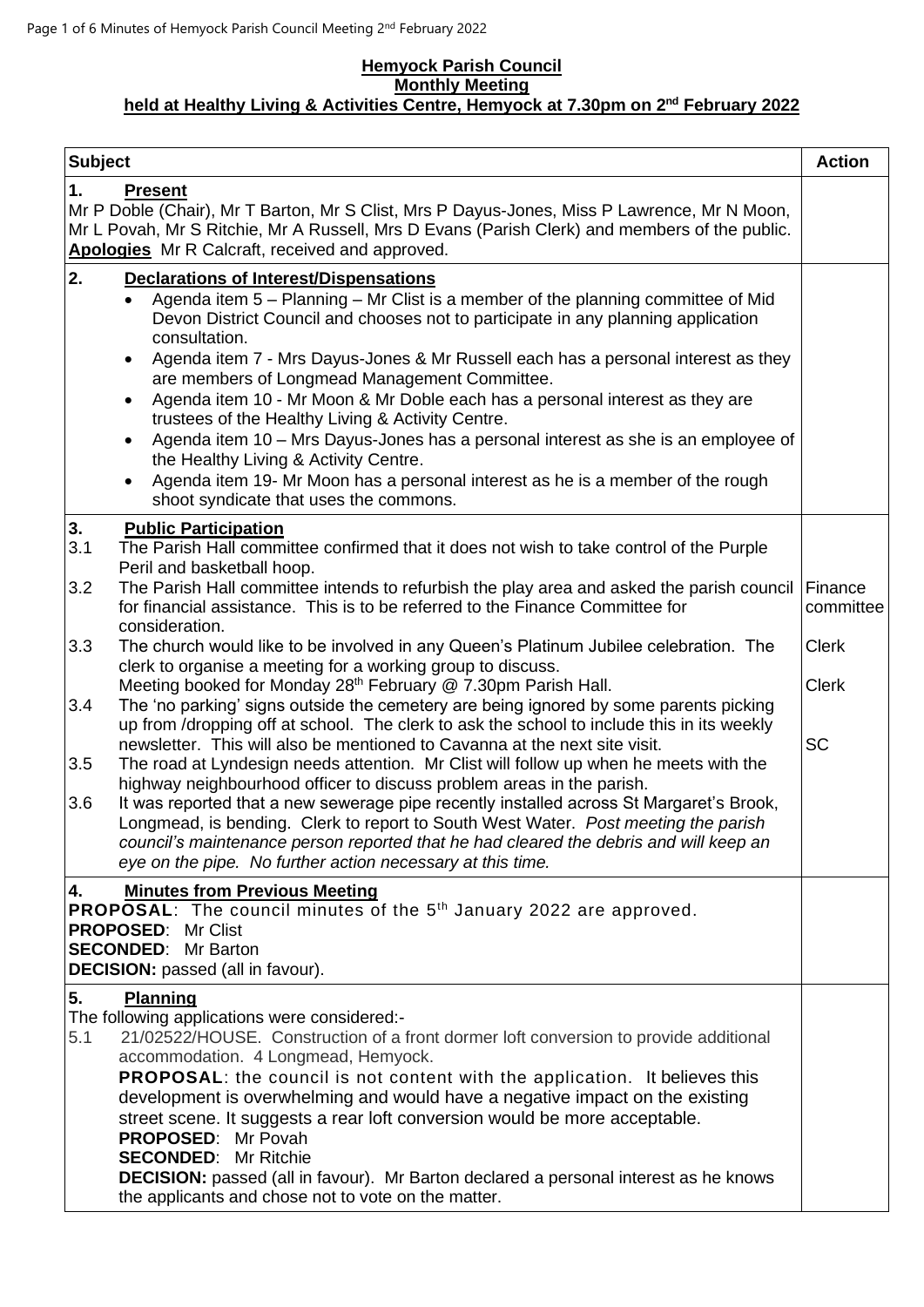**Hemyock Parish Council**
**Monthly Meeting**
**held at Healthy Living & Activities Centre, Hemyock at 7.30pm on 2nd February 2022**

| Subject | Action |
|---|---|
| **1. Present**<br>Mr P Doble (Chair), Mr T Barton, Mr S Clist, Mrs P Dayus-Jones, Miss P Lawrence, Mr N Moon, Mr L Povah, Mr S Ritchie, Mr A Russell, Mrs D Evans (Parish Clerk) and members of the public.<br>**Apologies** Mr R Calcraft, received and approved. | |
| **2. Declarations of Interest/Dispensations**<br>• Agenda item 5 – Planning – Mr Clist is a member of the planning committee of Mid Devon District Council and chooses not to participate in any planning application consultation.<br>• Agenda item 7 - Mrs Dayus-Jones & Mr Russell each has a personal interest as they are members of Longmead Management Committee.<br>• Agenda item 10 - Mr Moon & Mr Doble each has a personal interest as they are trustees of the Healthy Living & Activity Centre.<br>• Agenda item 10 – Mrs Dayus-Jones has a personal interest as she is an employee of the Healthy Living & Activity Centre.<br>• Agenda item 19- Mr Moon has a personal interest as he is a member of the rough shoot syndicate that uses the commons. | |
| **3. Public Participation**<br>3.1 The Parish Hall committee confirmed that it does not wish to take control of the Purple Peril and basketball hoop.<br>3.2 The Parish Hall committee intends to refurbish the play area and asked the parish council for financial assistance. This is to be referred to the Finance Committee for consideration.<br>3.3 The church would like to be involved in any Queen's Platinum Jubilee celebration. The clerk to organise a meeting for a working group to discuss.<br>Meeting booked for Monday 28th February @ 7.30pm Parish Hall.<br>3.4 The 'no parking' signs outside the cemetery are being ignored by some parents picking up from /dropping off at school. The clerk to ask the school to include this in its weekly newsletter. This will also be mentioned to Cavanna at the next site visit.<br>3.5 The road at Lyndesign needs attention. Mr Clist will follow up when he meets with the highway neighbourhood officer to discuss problem areas in the parish.<br>3.6 It was reported that a new sewerage pipe recently installed across St Margaret's Brook, Longmead, is bending. Clerk to report to South West Water. *Post meeting the parish council's maintenance person reported that he had cleared the debris and will keep an eye on the pipe. No further action necessary at this time.* | Finance committee<br><br>Clerk<br><br>Clerk<br><br>SC |
| **4. Minutes from Previous Meeting**<br>**PROPOSAL**: The council minutes of the 5th January 2022 are approved.<br>**PROPOSED**: Mr Clist<br>**SECONDED**: Mr Barton<br>**DECISION:** passed (all in favour). | |
| **5. Planning**<br>The following applications were considered:-<br>5.1 21/02522/HOUSE. Construction of a front dormer loft conversion to provide additional accommodation. 4 Longmead, Hemyock.<br>**PROPOSAL**: the council is not content with the application. It believes this development is overwhelming and would have a negative impact on the existing street scene. It suggests a rear loft conversion would be more acceptable.<br>**PROPOSED**: Mr Povah<br>**SECONDED**: Mr Ritchie<br>**DECISION:** passed (all in favour). Mr Barton declared a personal interest as he knows the applicants and chose not to vote on the matter. | |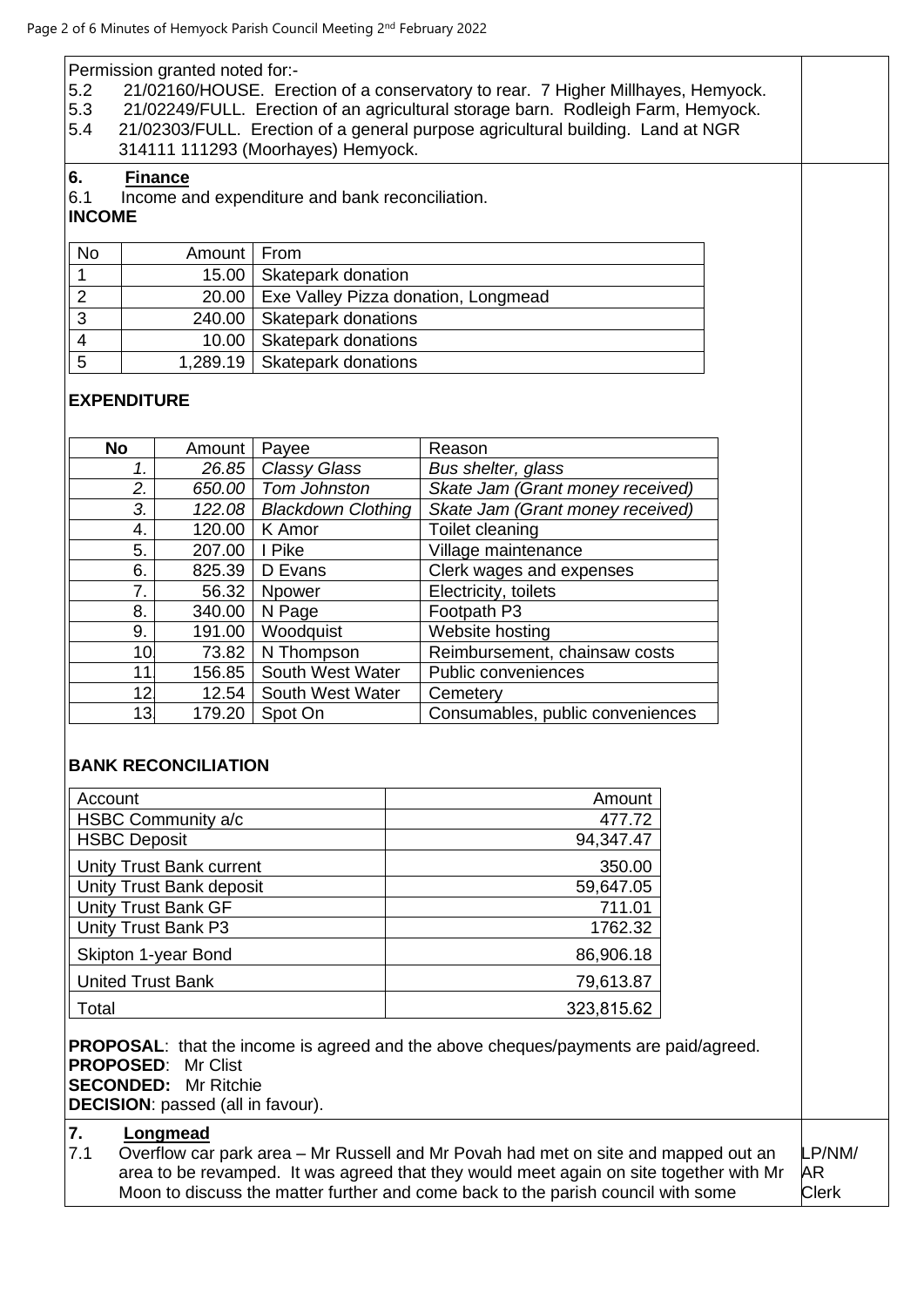Permission granted noted for:-

5.2 21/02160/HOUSE. Erection of a conservatory to rear. 7 Higher Millhayes, Hemyock.
5.3 21/02249/FULL. Erection of an agricultural storage barn. Rodleigh Farm, Hemyock.
5.4 21/02303/FULL. Erection of a general purpose agricultural building. Land at NGR 314111 111293 (Moorhayes) Hemyock.

## 6. Finance

6.1 Income and expenditure and bank reconciliation.

**INCOME**

| No | Amount | From |
|---|---|---|
| 1 | 15.00 | Skatepark donation |
| 2 | 20.00 | Exe Valley Pizza donation, Longmead |
| 3 | 240.00 | Skatepark donations |
| 4 | 10.00 | Skatepark donations |
| 5 | 1,289.19 | Skatepark donations |

**EXPENDITURE**

| No | Amount | Payee | Reason |
|---|---|---|---|
| *1.* | *26.85* | *Classy Glass* | *Bus shelter, glass* |
| *2.* | *650.00* | *Tom Johnston* | *Skate Jam (Grant money received)* |
| *3.* | *122.08* | *Blackdown Clothing* | *Skate Jam (Grant money received)* |
| 4. | 120.00 | K Amor | Toilet cleaning |
| 5. | 207.00 | I Pike | Village maintenance |
| 6. | 825.39 | D Evans | Clerk wages and expenses |
| 7. | 56.32 | Npower | Electricity, toilets |
| 8. | 340.00 | N Page | Footpath P3 |
| 9. | 191.00 | Woodquist | Website hosting |
| 10. | 73.82 | N Thompson | Reimbursement, chainsaw costs |
| 11. | 156.85 | South West Water | Public conveniences |
| 12. | 12.54 | South West Water | Cemetery |
| 13. | 179.20 | Spot On | Consumables, public conveniences |

**BANK RECONCILIATION**

| Account | Amount |
|---|---|
| HSBC Community a/c | 477.72 |
| HSBC Deposit | 94,347.47 |
| Unity Trust Bank current | 350.00 |
| Unity Trust Bank deposit | 59,647.05 |
| Unity Trust Bank GF | 711.01 |
| Unity Trust Bank P3 | 1762.32 |
| Skipton 1-year Bond | 86,906.18 |
| United Trust Bank | 79,613.87 |
| Total | 323,815.62 |

**PROPOSAL**: that the income is agreed and the above cheques/payments are paid/agreed.
**PROPOSED**: Mr Clist
**SECONDED:** Mr Ritchie
**DECISION**: passed (all in favour).

## 7. Longmead

7.1 Overflow car park area – Mr Russell and Mr Povah had met on site and mapped out an area to be revamped. It was agreed that they would meet again on site together with Mr Moon to discuss the matter further and come back to the parish council with some

LP/NM/AR Clerk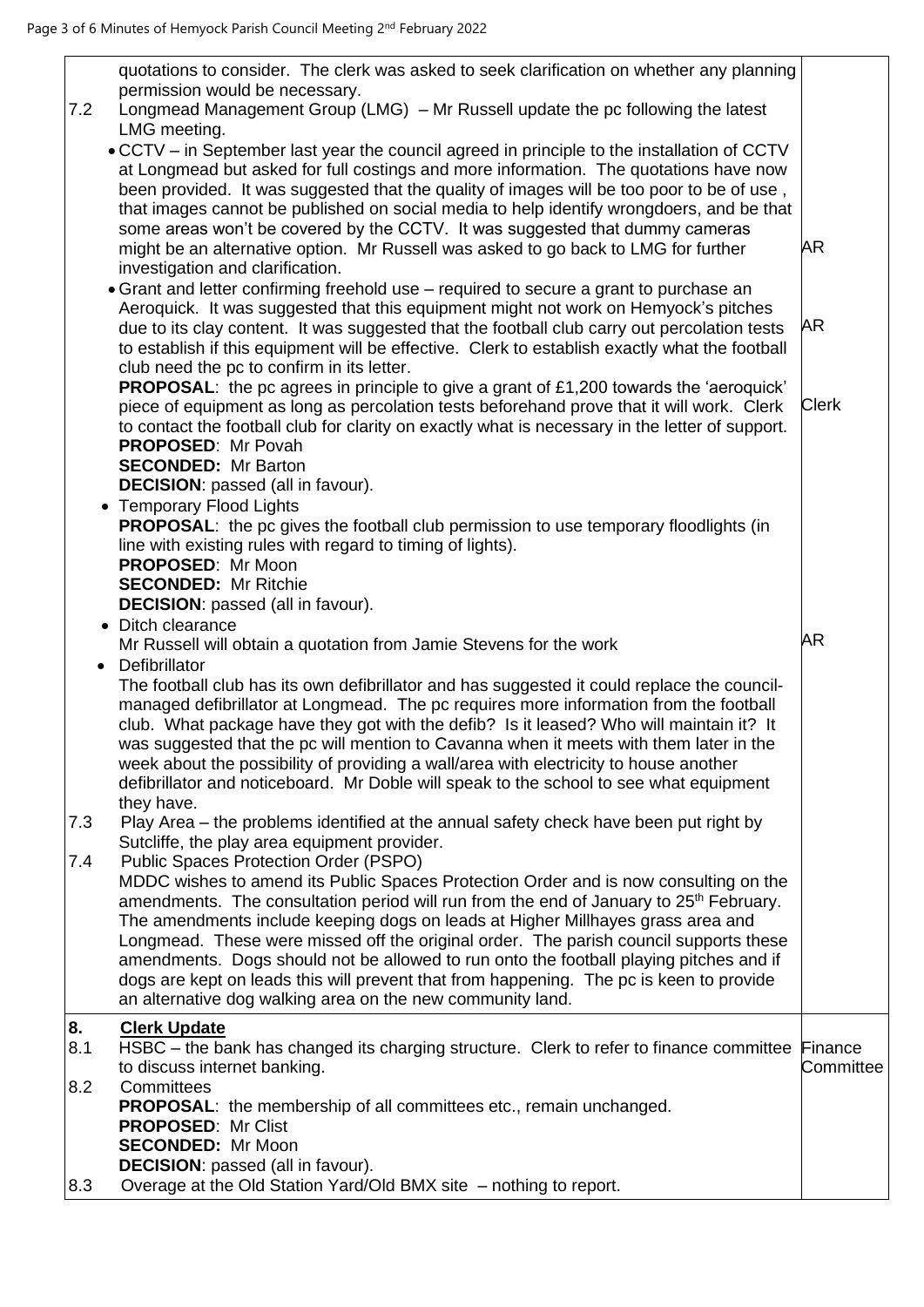| | | |
|---|---|---|
| | quotations to consider. The clerk was asked to seek clarification on whether any planning permission would be necessary. | |
| 7.2 | Longmead Management Group (LMG) – Mr Russell update the pc following the latest LMG meeting.<br>• CCTV – in September last year the council agreed in principle to the installation of CCTV at Longmead but asked for full costings and more information. The quotations have now been provided. It was suggested that the quality of images will be too poor to be of use , that images cannot be published on social media to help identify wrongdoers, and be that some areas won't be covered by the CCTV. It was suggested that dummy cameras might be an alternative option. Mr Russell was asked to go back to LMG for further investigation and clarification. | AR |
| | • Grant and letter confirming freehold use – required to secure a grant to purchase an Aeroquick. It was suggested that this equipment might not work on Hemyock's pitches due to its clay content. It was suggested that the football club carry out percolation tests to establish if this equipment will be effective. Clerk to establish exactly what the football club need the pc to confirm in its letter. | AR |
| | **PROPOSAL**: the pc agrees in principle to give a grant of £1,200 towards the 'aeroquick' piece of equipment as long as percolation tests beforehand prove that it will work. Clerk to contact the football club for clarity on exactly what is necessary in the letter of support.<br>**PROPOSED**: Mr Povah<br>**SECONDED:** Mr Barton<br>**DECISION**: passed (all in favour). | Clerk |
| | • Temporary Flood Lights<br>**PROPOSAL**: the pc gives the football club permission to use temporary floodlights (in line with existing rules with regard to timing of lights).<br>**PROPOSED**: Mr Moon<br>**SECONDED:** Mr Ritchie<br>**DECISION**: passed (all in favour). | |
| | • Ditch clearance<br>Mr Russell will obtain a quotation from Jamie Stevens for the work | AR |
| | • Defibrillator<br>The football club has its own defibrillator and has suggested it could replace the council-managed defibrillator at Longmead. The pc requires more information from the football club. What package have they got with the defib? Is it leased? Who will maintain it? It was suggested that the pc will mention to Cavanna when it meets with them later in the week about the possibility of providing a wall/area with electricity to house another defibrillator and noticeboard. Mr Doble will speak to the school to see what equipment they have. | |
| 7.3 | Play Area – the problems identified at the annual safety check have been put right by Sutcliffe, the play area equipment provider. | |
| 7.4 | Public Spaces Protection Order (PSPO)<br>MDDC wishes to amend its Public Spaces Protection Order and is now consulting on the amendments. The consultation period will run from the end of January to 25th February. The amendments include keeping dogs on leads at Higher Millhayes grass area and Longmead. These were missed off the original order. The parish council supports these amendments. Dogs should not be allowed to run onto the football playing pitches and if dogs are kept on leads this will prevent that from happening. The pc is keen to provide an alternative dog walking area on the new community land. | |
| **8.** | **Clerk Update** | |
| 8.1 | HSBC – the bank has changed its charging structure. Clerk to refer to finance committee to discuss internet banking. | Finance Committee |
| 8.2 | Committees<br>**PROPOSAL**: the membership of all committees etc., remain unchanged.<br>**PROPOSED**: Mr Clist<br>**SECONDED:** Mr Moon<br>**DECISION**: passed (all in favour). | |
| 8.3 | Overage at the Old Station Yard/Old BMX site – nothing to report. | |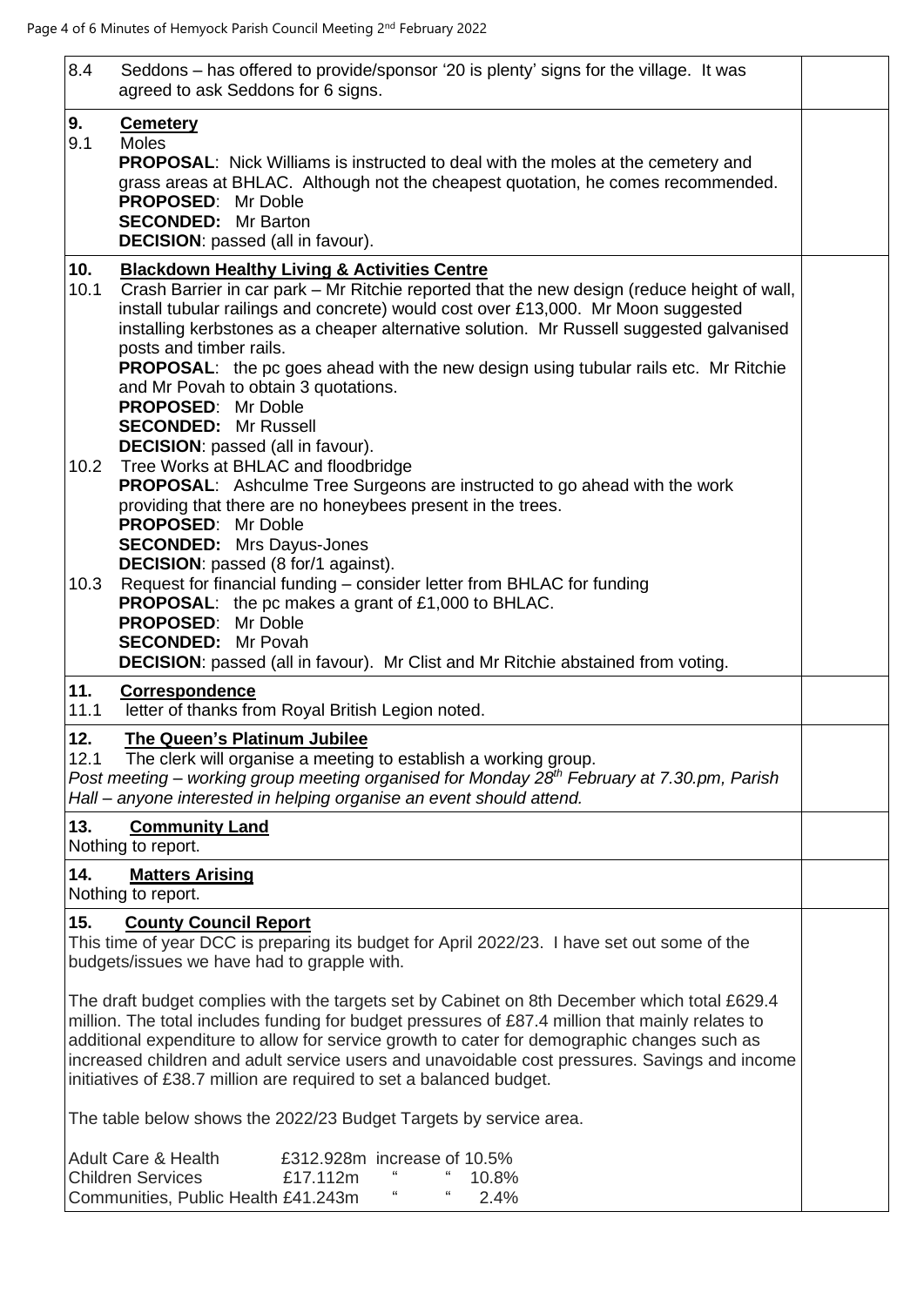8.4 Seddons – has offered to provide/sponsor '20 is plenty' signs for the village. It was agreed to ask Seddons for 6 signs.

**9. Cemetery**

9.1 Moles

**PROPOSAL**: Nick Williams is instructed to deal with the moles at the cemetery and grass areas at BHLAC. Although not the cheapest quotation, he comes recommended.
**PROPOSED**: Mr Doble
**SECONDED:** Mr Barton
**DECISION**: passed (all in favour).

**10. Blackdown Healthy Living & Activities Centre**

10.1 Crash Barrier in car park – Mr Ritchie reported that the new design (reduce height of wall, install tubular railings and concrete) would cost over £13,000. Mr Moon suggested installing kerbstones as a cheaper alternative solution. Mr Russell suggested galvanised posts and timber rails.

**PROPOSAL**: the pc goes ahead with the new design using tubular rails etc. Mr Ritchie and Mr Povah to obtain 3 quotations.
**PROPOSED**: Mr Doble
**SECONDED:** Mr Russell
**DECISION**: passed (all in favour).

10.2 Tree Works at BHLAC and floodbridge

**PROPOSAL**: Ashculme Tree Surgeons are instructed to go ahead with the work providing that there are no honeybees present in the trees.
**PROPOSED**: Mr Doble
**SECONDED:** Mrs Dayus-Jones
**DECISION**: passed (8 for/1 against).

10.3 Request for financial funding – consider letter from BHLAC for funding

**PROPOSAL**: the pc makes a grant of £1,000 to BHLAC.
**PROPOSED**: Mr Doble
**SECONDED:** Mr Povah
**DECISION**: passed (all in favour). Mr Clist and Mr Ritchie abstained from voting.

**11. Correspondence**

11.1 letter of thanks from Royal British Legion noted.

**12. The Queen's Platinum Jubilee**

12.1 The clerk will organise a meeting to establish a working group.

*Post meeting – working group meeting organised for Monday 28th February at 7.30.pm, Parish Hall – anyone interested in helping organise an event should attend.*

**13. Community Land**

Nothing to report.

**14. Matters Arising**

Nothing to report.

**15. County Council Report**

This time of year DCC is preparing its budget for April 2022/23. I have set out some of the budgets/issues we have had to grapple with.

The draft budget complies with the targets set by Cabinet on 8th December which total £629.4 million. The total includes funding for budget pressures of £87.4 million that mainly relates to additional expenditure to allow for service growth to cater for demographic changes such as increased children and adult service users and unavoidable cost pressures. Savings and income initiatives of £38.7 million are required to set a balanced budget.

The table below shows the 2022/23 Budget Targets by service area.

| | | |
|---|---|---|
| Adult Care & Health | £312.928m | increase of 10.5% |
| Children Services | £17.112m | " " 10.8% |
| Communities, Public Health | £41.243m | " " 2.4% |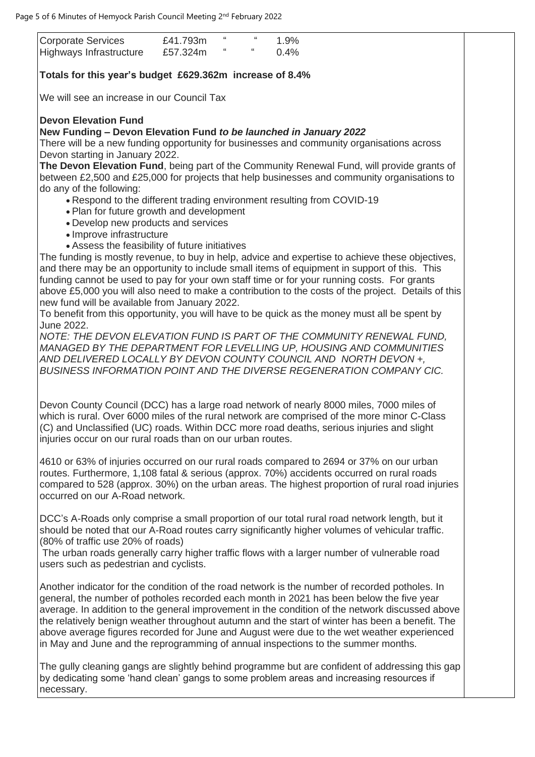| Corporate Services | £41.793m | " | " | 1.9% |
|---|---|---|---|---|
| Highways Infrastructure | £57.324m | " | " | 0.4% |

**Totals for this year's budget £629.362m increase of 8.4%**

We will see an increase in our Council Tax

**Devon Elevation Fund**

**New Funding – Devon Elevation Fund *to be launched in January 2022***

There will be a new funding opportunity for businesses and community organisations across Devon starting in January 2022.

**The Devon Elevation Fund**, being part of the Community Renewal Fund, will provide grants of between £2,500 and £25,000 for projects that help businesses and community organisations to do any of the following:

- Respond to the different trading environment resulting from COVID-19
- Plan for future growth and development
- Develop new products and services
- Improve infrastructure
- Assess the feasibility of future initiatives

The funding is mostly revenue, to buy in help, advice and expertise to achieve these objectives, and there may be an opportunity to include small items of equipment in support of this. This funding cannot be used to pay for your own staff time or for your running costs. For grants above £5,000 you will also need to make a contribution to the costs of the project. Details of this new fund will be available from January 2022.

To benefit from this opportunity, you will have to be quick as the money must all be spent by June 2022.

*NOTE: THE DEVON ELEVATION FUND IS PART OF THE COMMUNITY RENEWAL FUND, MANAGED BY THE DEPARTMENT FOR LEVELLING UP, HOUSING AND COMMUNITIES AND DELIVERED LOCALLY BY DEVON COUNTY COUNCIL AND NORTH DEVON +, BUSINESS INFORMATION POINT AND THE DIVERSE REGENERATION COMPANY CIC.*

Devon County Council (DCC) has a large road network of nearly 8000 miles, 7000 miles of which is rural. Over 6000 miles of the rural network are comprised of the more minor C-Class (C) and Unclassified (UC) roads. Within DCC more road deaths, serious injuries and slight injuries occur on our rural roads than on our urban routes.

4610 or 63% of injuries occurred on our rural roads compared to 2694 or 37% on our urban routes. Furthermore, 1,108 fatal & serious (approx. 70%) accidents occurred on rural roads compared to 528 (approx. 30%) on the urban areas. The highest proportion of rural road injuries occurred on our A-Road network.

DCC's A-Roads only comprise a small proportion of our total rural road network length, but it should be noted that our A-Road routes carry significantly higher volumes of vehicular traffic. (80% of traffic use 20% of roads)

The urban roads generally carry higher traffic flows with a larger number of vulnerable road users such as pedestrian and cyclists.

Another indicator for the condition of the road network is the number of recorded potholes. In general, the number of potholes recorded each month in 2021 has been below the five year average. In addition to the general improvement in the condition of the network discussed above the relatively benign weather throughout autumn and the start of winter has been a benefit. The above average figures recorded for June and August were due to the wet weather experienced in May and June and the reprogramming of annual inspections to the summer months.

The gully cleaning gangs are slightly behind programme but are confident of addressing this gap by dedicating some 'hand clean' gangs to some problem areas and increasing resources if necessary.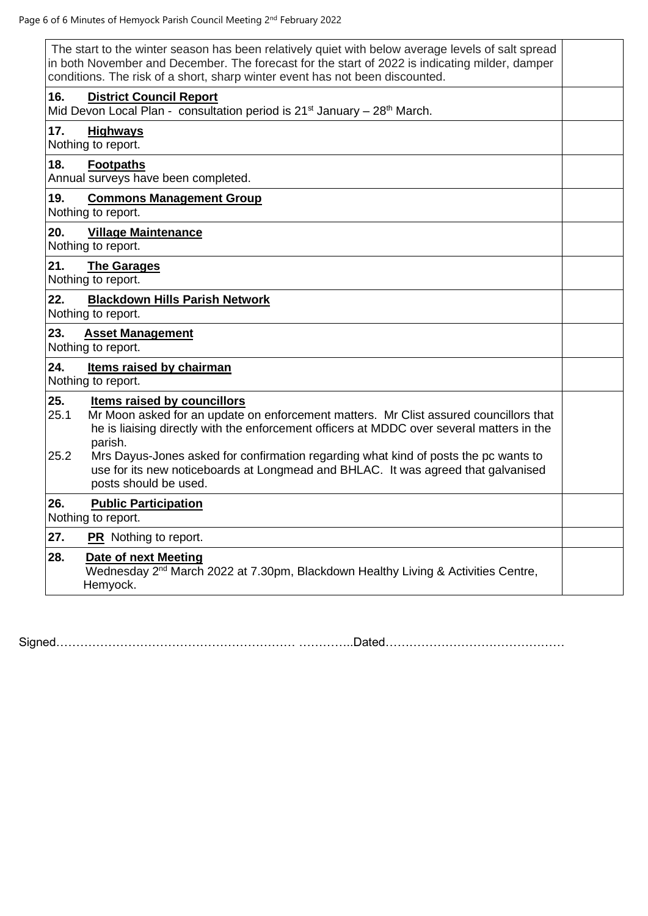The start to the winter season has been relatively quiet with below average levels of salt spread in both November and December. The forecast for the start of 2022 is indicating milder, damper conditions. The risk of a short, sharp winter event has not been discounted.

**16. District Council Report**

Mid Devon Local Plan - consultation period is 21st January – 28th March.

**17. Highways**

Nothing to report.

**18. Footpaths**

Annual surveys have been completed.

**19. Commons Management Group**

Nothing to report.

**20. Village Maintenance**

Nothing to report.

**21. The Garages**

Nothing to report.

**22. Blackdown Hills Parish Network**

Nothing to report.

**23. Asset Management**

Nothing to report.

**24. Items raised by chairman**

Nothing to report.

**25. Items raised by councillors**

25.1 Mr Moon asked for an update on enforcement matters. Mr Clist assured councillors that he is liaising directly with the enforcement officers at MDDC over several matters in the parish.

25.2 Mrs Dayus-Jones asked for confirmation regarding what kind of posts the pc wants to use for its new noticeboards at Longmead and BHLAC. It was agreed that galvanised posts should be used.

**26. Public Participation**

Nothing to report.

**27. PR** Nothing to report.

**28. Date of next Meeting**

Wednesday 2nd March 2022 at 7.30pm, Blackdown Healthy Living & Activities Centre, Hemyock.

Signed…………………………………………………… …………..Dated……………………………………